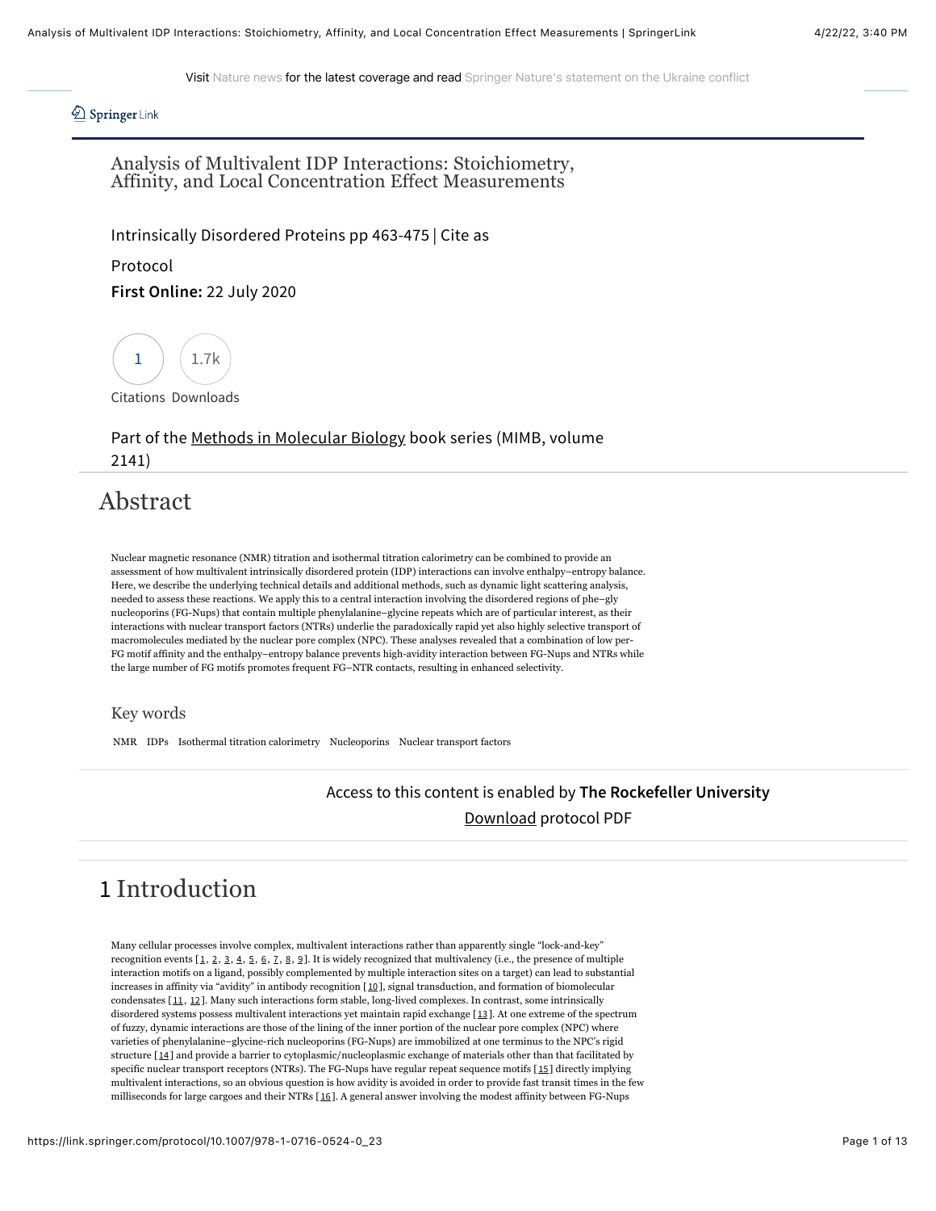# Analysis of Multivalent IDP Interactions: Stoichiometry, Affinity, and Local Concentration Effect Measurements

Intrinsically Disordered Proteins pp 463-475 | Cite as

Protocol

**First Online:** 22 July 2020

1 Citations 1.7k Downloads

Part of the Methods in Molecular Biology book series (MIMB, volume 2141)

## Abstract

Nuclear magnetic resonance (NMR) titration and isothermal titration calorimetry can be combined to provide an assessment of how multivalent intrinsically disordered protein (IDP) interactions can involve enthalpy–entropy balance. Here, we describe the underlying technical details and additional methods, such as dynamic light scattering analysis, needed to assess these reactions. We apply this to a central interaction involving the disordered regions of phe–gly nucleoporins (FG-Nups) that contain multiple phenylalanine–glycine repeats which are of particular interest, as their interactions with nuclear transport factors (NTRs) underlie the paradoxically rapid yet also highly selective transport of macromolecules mediated by the nuclear pore complex (NPC). These analyses revealed that a combination of low per-FG motif affinity and the enthalpy–entropy balance prevents high-avidity interaction between FG-Nups and NTRs while the large number of FG motifs promotes frequent FG–NTR contacts, resulting in enhanced selectivity.

### Key words

NMR IDPs Isothermal titration calorimetry Nucleoporins Nuclear transport factors

Access to this content is enabled by **The Rockefeller University**

Download protocol PDF

## 1 Introduction

Many cellular processes involve complex, multivalent interactions rather than apparently single "lock-and-key" recognition events [1, 2, 3, 4, 5, 6, 7, 8, 9]. It is widely recognized that multivalency (i.e., the presence of multiple interaction motifs on a ligand, possibly complemented by multiple interaction sites on a target) can lead to substantial increases in affinity via "avidity" in antibody recognition [10], signal transduction, and formation of biomolecular condensates [11, 12]. Many such interactions form stable, long-lived complexes. In contrast, some intrinsically disordered systems possess multivalent interactions yet maintain rapid exchange [13]. At one extreme of the spectrum of fuzzy, dynamic interactions are those of the lining of the inner portion of the nuclear pore complex (NPC) where varieties of phenylalanine–glycine-rich nucleoporins (FG-Nups) are immobilized at one terminus to the NPC's rigid structure [14] and provide a barrier to cytoplasmic/nucleoplasmic exchange of materials other than that facilitated by specific nuclear transport receptors (NTRs). The FG-Nups have regular repeat sequence motifs [15] directly implying multivalent interactions, so an obvious question is how avidity is avoided in order to provide fast transit times in the few milliseconds for large cargoes and their NTRs [16]. A general answer involving the modest affinity between FG-Nups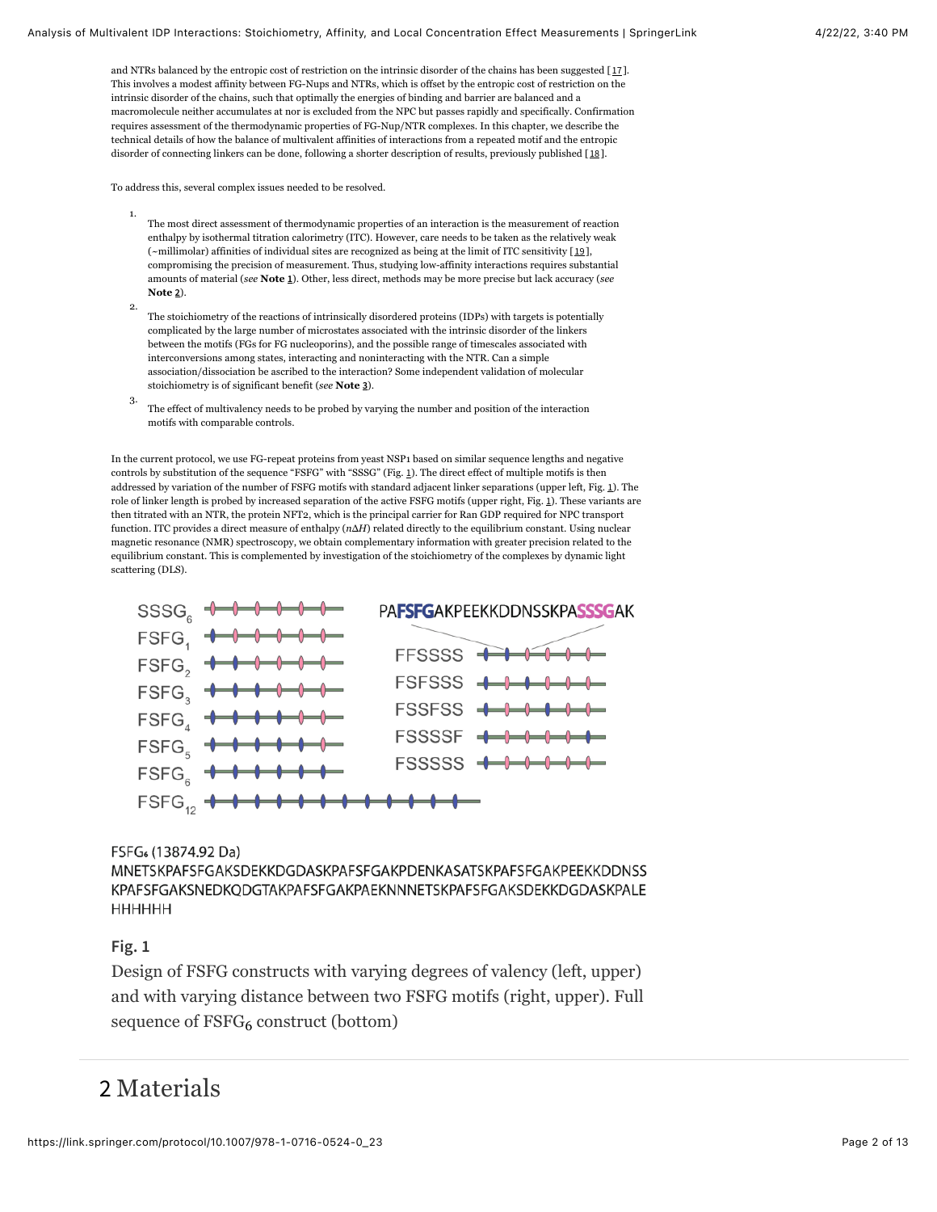and NTRs balanced by the entropic cost of restriction on the intrinsic disorder of the chains has been suggested [17]. This involves a modest affinity between FG-Nups and NTRs, which is offset by the entropic cost of restriction on the intrinsic disorder of the chains, such that optimally the energies of binding and barrier are balanced and a macromolecule neither accumulates at nor is excluded from the NPC but passes rapidly and specifically. Confirmation requires assessment of the thermodynamic properties of FG-Nup/NTR complexes. In this chapter, we describe the technical details of how the balance of multivalent affinities of interactions from a repeated motif and the entropic disorder of connecting linkers can be done, following a shorter description of results, previously published [18].

To address this, several complex issues needed to be resolved.

1. The most direct assessment of thermodynamic properties of an interaction is the measurement of reaction enthalpy by isothermal titration calorimetry (ITC). However, care needs to be taken as the relatively weak (~millimolar) affinities of individual sites are recognized as being at the limit of ITC sensitivity [19], compromising the precision of measurement. Thus, studying low-affinity interactions requires substantial amounts of material (*see* **Note 1**). Other, less direct, methods may be more precise but lack accuracy (*see* **Note 2**).
2. The stoichiometry of the reactions of intrinsically disordered proteins (IDPs) with targets is potentially complicated by the large number of microstates associated with the intrinsic disorder of the linkers between the motifs (FGs for FG nucleoporins), and the possible range of timescales associated with interconversions among states, interacting and noninteracting with the NTR. Can a simple association/dissociation be ascribed to the interaction? Some independent validation of molecular stoichiometry is of significant benefit (*see* **Note 3**).
3. The effect of multivalency needs to be probed by varying the number and position of the interaction motifs with comparable controls.

In the current protocol, we use FG-repeat proteins from yeast NSP1 based on similar sequence lengths and negative controls by substitution of the sequence "FSFG" with "SSSG" (Fig. 1). The direct effect of multiple motifs is then addressed by variation of the number of FSFG motifs with standard adjacent linker separations (upper left, Fig. 1). The role of linker length is probed by increased separation of the active FSFG motifs (upper right, Fig. 1). These variants are then titrated with an NTR, the protein NFT2, which is the principal carrier for Ran GDP required for NPC transport function. ITC provides a direct measure of enthalpy ($n\Delta H$) related directly to the equilibrium constant. Using nuclear magnetic resonance (NMR) spectroscopy, we obtain complementary information with greater precision related to the equilibrium constant. This is complemented by investigation of the stoichiometry of the complexes by dynamic light scattering (DLS).

$SSSG_6$, $FSFG_1$, $FSFG_2$, $FSFG_3$, $FSFG_4$, $FSFG_5$, $FSFG_6$, $FSFG_{12}$

PAFSFGAKPEEKKDDNSSKPASSSGAK

FFSSSS, FSFSSS, FSSFSS, FSSSSF, FSSSSS

$FSFG_6$ (13874.92 Da)
MNETSKPAFSFGAKSDEKKDGDASKPAFSFGAKPDENKASATSKPAFSFGAKPEEKKDDNSSKPAFSFGAKSNEDKQDGTAKPAFSFGAKPAEKNNNETSKPAFSFGAKSDEKKDGDASKPALEHHHHHH

**Fig. 1**

Design of FSFG constructs with varying degrees of valency (left, upper) and with varying distance between two FSFG motifs (right, upper). Full sequence of $FSFG_6$ construct (bottom)

## 2 Materials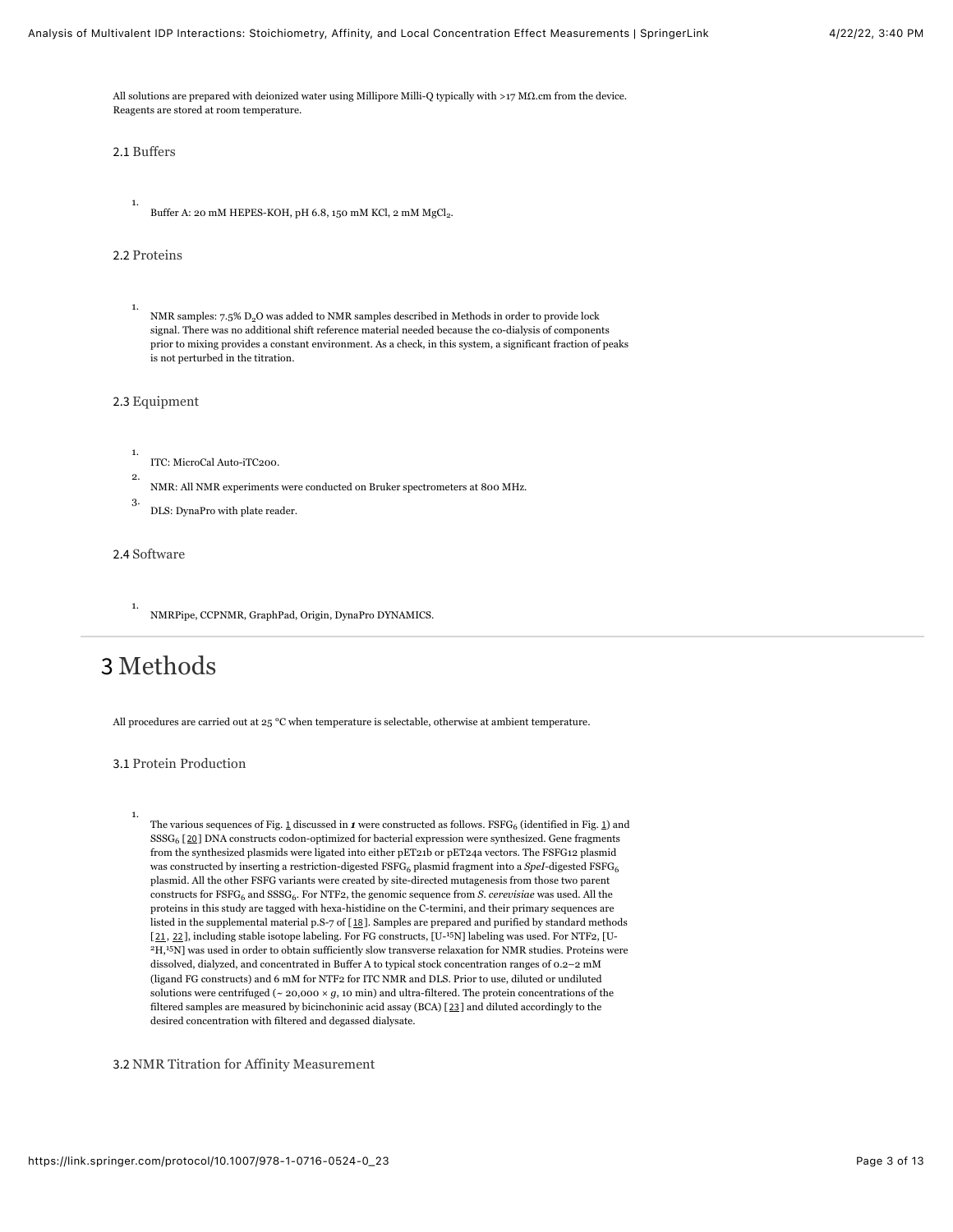All solutions are prepared with deionized water using Millipore Milli-Q typically with >17 MΩ.cm from the device. Reagents are stored at room temperature.

### 2.1 Buffers

1. Buffer A: 20 mM HEPES-KOH, pH 6.8, 150 mM KCl, 2 mM $MgCl_2$.

### 2.2 Proteins

1. NMR samples: 7.5% $D_2O$ was added to NMR samples described in Methods in order to provide lock signal. There was no additional shift reference material needed because the co-dialysis of components prior to mixing provides a constant environment. As a check, in this system, a significant fraction of peaks is not perturbed in the titration.

### 2.3 Equipment

1. ITC: MicroCal Auto-iTC200.
2. NMR: All NMR experiments were conducted on Bruker spectrometers at 800 MHz.
3. DLS: DynaPro with plate reader.

### 2.4 Software

1. NMRPipe, CCPNMR, GraphPad, Origin, DynaPro DYNAMICS.

## 3 Methods

All procedures are carried out at 25 °C when temperature is selectable, otherwise at ambient temperature.

### 3.1 Protein Production

1. The various sequences of Fig. 1 discussed in *1* were constructed as follows. $FSFG_6$ (identified in Fig. 1) and $SSSG_6$ [20] DNA constructs codon-optimized for bacterial expression were synthesized. Gene fragments from the synthesized plasmids were ligated into either pET21b or pET24a vectors. The FSFG12 plasmid was constructed by inserting a restriction-digested $FSFG_6$ plasmid fragment into a *SpeI*-digested $FSFG_6$ plasmid. All the other FSFG variants were created by site-directed mutagenesis from those two parent constructs for $FSFG_6$ and $SSSG_6$. For NTF2, the genomic sequence from *S. cerevisiae* was used. All the proteins in this study are tagged with hexa-histidine on the C-termini, and their primary sequences are listed in the supplemental material p.S-7 of [18]. Samples are prepared and purified by standard methods [21, 22], including stable isotope labeling. For FG constructs, [U-$^{15}$N] labeling was used. For NTF2, [U-$^{2}$H,$^{15}$N] was used in order to obtain sufficiently slow transverse relaxation for NMR studies. Proteins were dissolved, dialyzed, and concentrated in Buffer A to typical stock concentration ranges of 0.2–2 mM (ligand FG constructs) and 6 mM for NTF2 for ITC NMR and DLS. Prior to use, diluted or undiluted solutions were centrifuged (~ 20,000 × *g*, 10 min) and ultra-filtered. The protein concentrations of the filtered samples are measured by bicinchoninic acid assay (BCA) [23] and diluted accordingly to the desired concentration with filtered and degassed dialysate.

### 3.2 NMR Titration for Affinity Measurement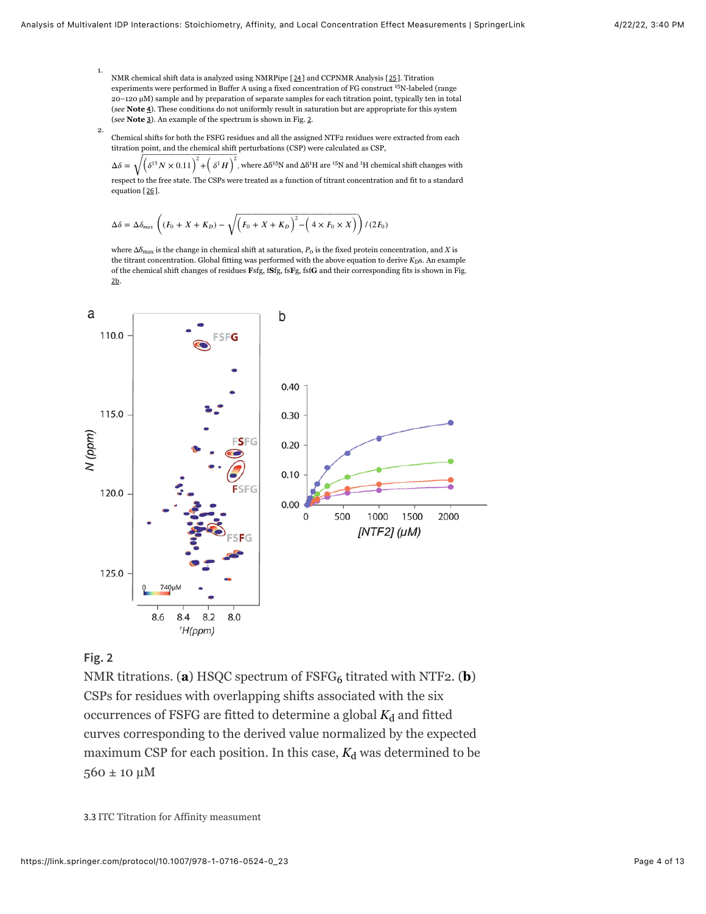1. NMR chemical shift data is analyzed using NMRPipe [24] and CCPNMR Analysis [25]. Titration experiments were performed in Buffer A using a fixed concentration of FG construct $^{15}N$-labeled (range 20–120 μM) sample and by preparation of separate samples for each titration point, typically ten in total (*see* **Note 4**). These conditions do not uniformly result in saturation but are appropriate for this system (*see* **Note 3**). An example of the spectrum is shown in Fig. 2.

2. Chemical shifts for both the FSFG residues and all the assigned NTF2 residues were extracted from each titration point, and the chemical shift perturbations (CSP) were calculated as CSP, $\Delta\delta = \sqrt{\left(\delta^{15}N \times 0.11\right)^2 + \left(\delta^1 H\right)^2}$, where $\Delta\delta^{15}N$ and $\Delta\delta^1H$ are $^{15}N$ and $^1H$ chemical shift changes with respect to the free state. The CSPs were treated as a function of titrant concentration and fit to a standard equation [26].

$$\Delta\delta = \Delta\delta_{max}\left((F_0 + X + K_D) - \sqrt{\left(F_0 + X + K_D\right)^2 - \left(4 \times F_0 \times X\right)}\right) / (2F_0)$$

where $\Delta\delta_{max}$ is the change in chemical shift at saturation, $P_0$ is the fixed protein concentration, and $X$ is the titrant concentration. Global fitting was performed with the above equation to derive $K_D$s. An example of the chemical shift changes of residues **F**sfg, f**S**fg, fs**F**g, fsf**G** and their corresponding fits is shown in Fig. 2b.

Fig. 2

NMR titrations. (**a**) HSQC spectrum of $FSFG_6$ titrated with NTF2. (**b**) CSPs for residues with overlapping shifts associated with the six occurrences of FSFG are fitted to determine a global $K_d$ and fitted curves corresponding to the derived value normalized by the expected maximum CSP for each position. In this case, $K_d$ was determined to be 560 ± 10 μM

3.3 ITC Titration for Affinity measurment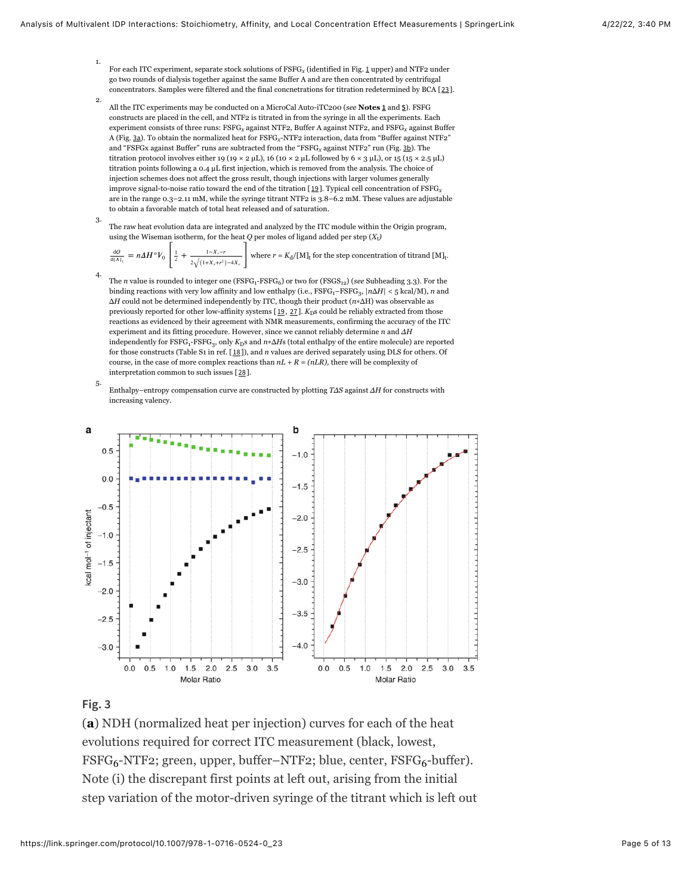1. For each ITC experiment, separate stock solutions of $FSFG_x$ (identified in Fig. 1 upper) and NTF2 under go two rounds of dialysis together against the same Buffer A and are then concentrated by centrifugal concentrators. Samples were filtered and the final concnetrations for titration redetermined by BCA [23].

2. All the ITC experiments may be conducted on a MicroCal Auto-iTC200 (*see* **Notes 1** and **5**). FSFG constructs are placed in the cell, and NTF2 is titrated in from the syringe in all the experiments. Each experiment consists of three runs: $FSFG_x$ against NTF2, Buffer A against NTF2, and $FSFG_x$ against Buffer A (Fig. 3a). To obtain the normalized heat for $FSFG_x$-NTF2 interaction, data from "Buffer against NTF2" and "FSFGx against Buffer" runs are subtracted from the "$FSFG_x$ against NTF2" run (Fig. 3b). The titration protocol involves either 19 (19 × 2 μL), 16 (10 × 2 μL followed by 6 × 3 μL), or 15 (15 × 2.5 μL) titration points following a 0.4 μL first injection, which is removed from the analysis. The choice of injection schemes does not affect the gross result, though injections with larger volumes generally improve signal-to-noise ratio toward the end of the titration [19]. Typical cell concentration of $FSFG_x$ are in the range 0.3–2.11 mM, while the syringe titrant NTF2 is 3.8–6.2 mM. These values are adjustable to obtain a favorable match of total heat released and of saturation.

3. The raw heat evolution data are integrated and analyzed by the ITC module within the Origin program, using the Wiseman isotherm, for the heat $Q$ per moles of ligand added per step ($X_t$)

$$\frac{dQ}{d[X]_t} = n\Delta H^\circ V_0 \left[\frac{1}{2} + \frac{1 - X_r - r}{2\sqrt{(1 + X_r + r^2) - 4X_r}}\right]$$

where $r = K_d/[M]_t$ for the step concentration of titrand $[M]_t$.

4. The $n$ value is rounded to integer one ($FSFG_1$-$FSFG_6$) or two for ($FSGS_{12}$) (*see* Subheading 3.3). For the binding reactions with very low affinity and low enthalpy (i.e., $FSFG_1$–$FSFG_3$, $|n\Delta H| < 5$ kcal/M), $n$ and $\Delta H$ could not be determined independently by ITC, though their product ($n*\Delta H$) was observable as previously reported for other low-affinity systems [19, 27]. $K_D$s could be reliably extracted from those reactions as evidenced by their agreement with NMR measurements, confirming the accuracy of the ITC experiment and its fitting procedure. However, since we cannot reliably determine $n$ and $\Delta H$ independently for $FSFG_1$-$FSFG_3$, only $K_D$s and $n*\Delta H$s (total enthalpy of the entire molecule) are reported for those constructs (Table S1 in ref. [18]), and $n$ values are derived separately using DLS for others. Of course, in the case of more complex reactions than $nL + R = (nLR)$, there will be complexity of interpretation common to such issues [28].

5. Enthalpy–entropy compensation curve are constructed by plotting $T\Delta S$ against $\Delta H$ for constructs with increasing valency.

**Fig. 3**

(**a**) NDH (normalized heat per injection) curves for each of the heat evolutions required for correct ITC measurement (black, lowest, $FSFG_6$–NTF2; green, upper, buffer–NTF2; blue, center, $FSFG_6$-buffer). Note (i) the discrepant first points at left out, arising from the initial step variation of the motor-driven syringe of the titrant which is left out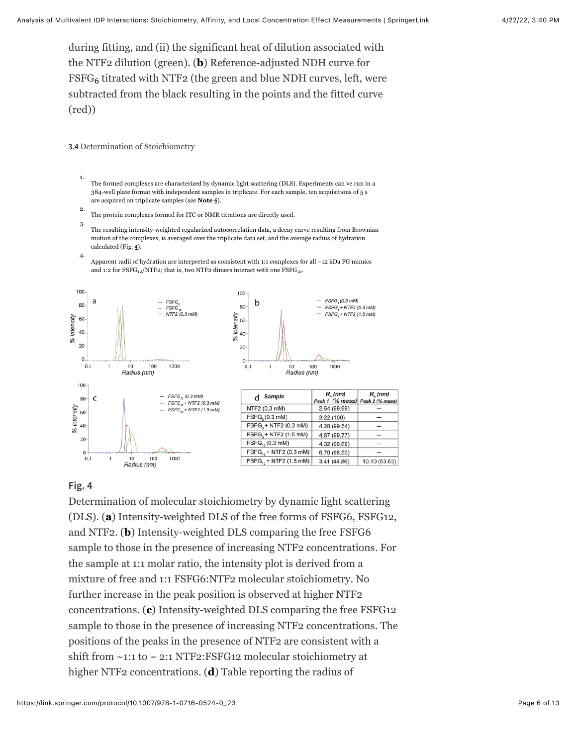during fitting, and (ii) the significant heat of dilution associated with the NTF2 dilution (green). (**b**) Reference-adjusted NDH curve for $FSFG_6$ titrated with NTF2 (the green and blue NDH curves, left, were subtracted from the black resulting in the points and the fitted curve (red))

### 3.4 Determination of Stoichiometry

1. The formed complexes are characterized by dynamic light scattering (DLS). Experiments can ve run in a 384-well plate format with independent samples in triplicate. For each sample, ten acquisitions of 5 s are acquired on triplicate samples (*see* **Note 6**).
2. The protein complexes formed for ITC or NMR titrations are directly used.
3. The resulting intensity-weighted regularized autocorrelation data, a decay curve resulting from Brownian motion of the complexes, is averaged over the triplicate data set, and the average radius of hydration calculated (Fig. 4).
4. Apparent radii of hydration are interpreted as consistent with 1:1 complexes for all ~12 kDa FG mimics and 1:2 for $FSFG_{12}$/NTF2; that is, two NTF2 dimers interact with one $FSFG_{12}$.

| Sample | $R_h$ (nm) Peak 1 (% mass) | $R_h$ (nm) Peak 2 (% mass) |
|---|---|---|
| NTF2 (0.3 mM) | 2.64 (99.99) | — |
| $FSFG_6$ (0.3 mM) | 3.22 (100) | — |
| $FSFG_6$ + NTF2 (0.3 mM) | 4.28 (99.54) | — |
| $FSFG_6$ + NTF2 (1.5 mM) | 4.87 (99.77) | — |
| $FSFG_{12}$ (0.3 mM) | 4.32 (99.89) | — |
| $FSFG_{12}$ + NTF2 (0.3 mM) | 6.70 (98.50) | — |
| $FSFG_{12}$ + NTF2 (1.5 mM) | 3.41 (44.86) | 10.10 (53.63) |

**Fig. 4**

Determination of molecular stoichiometry by dynamic light scattering (DLS). (**a**) Intensity-weighted DLS of the free forms of FSFG6, FSFG12, and NTF2. (**b**) Intensity-weighted DLS comparing the free FSFG6 sample to those in the presence of increasing NTF2 concentrations. For the sample at 1:1 molar ratio, the intensity plot is derived from a mixture of free and 1:1 FSFG6:NTF2 molecular stoichiometry. No further increase in the peak position is observed at higher NTF2 concentrations. (**c**) Intensity-weighted DLS comparing the free FSFG12 sample to those in the presence of increasing NTF2 concentrations. The positions of the peaks in the presence of NTF2 are consistent with a shift from ~1:1 to ~ 2:1 NTF2:FSFG12 molecular stoichiometry at higher NTF2 concentrations. (**d**) Table reporting the radius of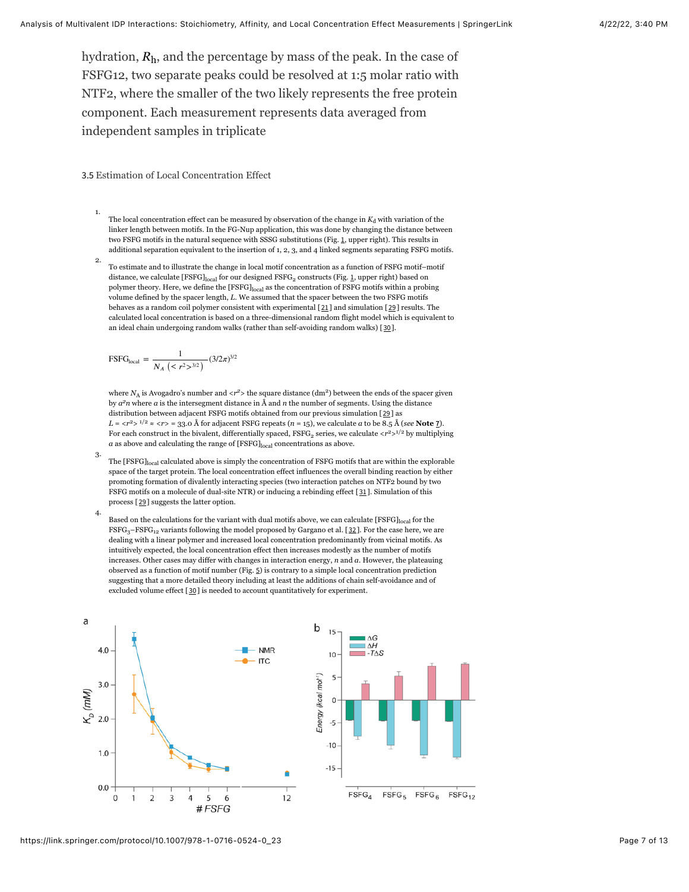hydration, $R_h$, and the percentage by mass of the peak. In the case of FSFG12, two separate peaks could be resolved at 1:5 molar ratio with NTF2, where the smaller of the two likely represents the free protein component. Each measurement represents data averaged from independent samples in triplicate

### 3.5 Estimation of Local Concentration Effect

1. The local concentration effect can be measured by observation of the change in $K_d$ with variation of the linker length between motifs. In the FG-Nup application, this was done by changing the distance between two FSFG motifs in the natural sequence with SSSG substitutions (Fig. 1, upper right). This results in additional separation equivalent to the insertion of 1, 2, 3, and 4 linked segments separating FSFG motifs.

2. To estimate and to illustrate the change in local motif concentration as a function of FSFG motif–motif distance, we calculate $[FSFG]_{local}$ for our designed $FSFG_2$ constructs (Fig. 1, upper right) based on polymer theory. Here, we define the $[FSFG]_{local}$ as the concentration of FSFG motifs within a probing volume defined by the spacer length, $L$. We assumed that the spacer between the two FSFG motifs behaves as a random coil polymer consistent with experimental [21] and simulation [29] results. The calculated local concentration is based on a three-dimensional random flight model which is equivalent to an ideal chain undergoing random walks (rather than self-avoiding random walks) [30].

$$FSFG_{local} = \frac{1}{N_A\left(<r^2>^{3/2}\right)}(3/2\pi)^{3/2}$$

where $N_A$ is Avogadro's number and $<r^2>$ the square distance ($dm^2$) between the ends of the spacer given by $a^2n$ where $a$ is the intersegment distance in Å and $n$ the number of segments. Using the distance distribution between adjacent FSFG motifs obtained from our previous simulation [29] as $L = <r^2>^{1/2} \approx <r> = 33.0$ Å for adjacent FSFG repeats ($n = 15$), we calculate $a$ to be 8.5 Å (*see* **Note 7**). For each construct in the bivalent, differentially spaced, $FSFG_2$ series, we calculate $<r^2>^{1/2}$ by multiplying $a$ as above and calculating the range of $[FSFG]_{local}$ concentrations as above.

3. The $[FSFG]_{local}$ calculated above is simply the concentration of FSFG motifs that are within the explorable space of the target protein. The local concentration effect influences the overall binding reaction by either promoting formation of divalently interacting species (two interaction patches on NTF2 bound by two FSFG motifs on a molecule of dual-site NTR) or inducing a rebinding effect [31]. Simulation of this process [29] suggests the latter option.

4. Based on the calculations for the variant with dual motifs above, we can calculate $[FSFG]_{local}$ for the $FSFG_3$–$FSFG_{12}$ variants following the model proposed by Gargano et al. [32]. For the case here, we are dealing with a linear polymer and increased local concentration predominantly from vicinal motifs. As intuitively expected, the local concentration effect then increases modestly as the number of motifs increases. Other cases may differ with changes in interaction energy, $n$ and $a$. However, the plateauing observed as a function of motif number (Fig. 5) is contrary to a simple local concentration prediction suggesting that a more detailed theory including at least the additions of chain self-avoidance and of excluded volume effect [30] is needed to account quantitatively for experiment.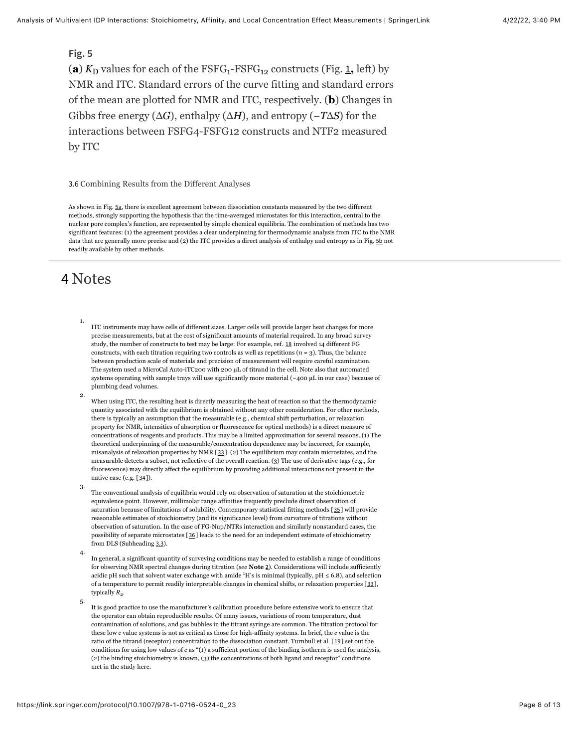**Fig. 5**

(**a**) $K_D$ values for each of the $FSFG_1$-$FSFG_{12}$ constructs (Fig. 1, left) by NMR and ITC. Standard errors of the curve fitting and standard errors of the mean are plotted for NMR and ITC, respectively. (**b**) Changes in Gibbs free energy ($\Delta G$), enthalpy ($\Delta H$), and entropy ($-T\Delta S$) for the interactions between FSFG4-FSFG12 constructs and NTF2 measured by ITC

### 3.6 Combining Results from the Different Analyses

As shown in Fig. 5a, there is excellent agreement between dissociation constants measured by the two different methods, strongly supporting the hypothesis that the time-averaged microstates for this interaction, central to the nuclear pore complex's function, are represented by simple chemical equilibria. The combination of methods has two significant features: (1) the agreement provides a clear underpinning for thermodynamic analysis from ITC to the NMR data that are generally more precise and (2) the ITC provides a direct analysis of enthalpy and entropy as in Fig. 5b not readily available by other methods.

## 4 Notes

1. ITC instruments may have cells of different sizes. Larger cells will provide larger heat changes for more precise measurements, but at the cost of significant amounts of material required. In any broad survey study, the number of constructs to test may be large: For example, ref. 18 involved 14 different FG constructs, with each titration requiring two controls as well as repetitions ($n$ = 3). Thus, the balance between production scale of materials and precision of measurement will require careful examination. The system used a MicroCal Auto-iTC200 with 200 µL of titrand in the cell. Note also that automated systems operating with sample trays will use significantly more material (~400 µL in our case) because of plumbing dead volumes.

2. When using ITC, the resulting heat is directly measuring the heat of reaction so that the thermodynamic quantity associated with the equilibrium is obtained without any other consideration. For other methods, there is typically an assumption that the measurable (e.g., chemical shift perturbation, or relaxation property for NMR, intensities of absorption or fluorescence for optical methods) is a direct measure of concentrations of reagents and products. This may be a limited approximation for several reasons. (1) The theoretical underpinning of the measurable/concentration dependence may be incorrect, for example, misanalysis of relaxation properties by NMR [33]. (2) The equilibrium may contain microstates, and the measurable detects a subset, not reflective of the overall reaction. (3) The use of derivative tags (e.g., for fluorescence) may directly affect the equilibrium by providing additional interactions not present in the native case (e.g. [34]).

3. The conventional analysis of equilibria would rely on observation of saturation at the stoichiometric equivalence point. However, millimolar range affinities frequently preclude direct observation of saturation because of limitations of solubility. Contemporary statistical fitting methods [35] will provide reasonable estimates of stoichiometry (and its significance level) from curvature of titrations without observation of saturation. In the case of FG-Nup/NTRs interaction and similarly nonstandard cases, the possibility of separate microstates [36] leads to the need for an independent estimate of stoichiometry from DLS (Subheading 3.3).

4. In general, a significant quantity of surveying conditions may be needed to establish a range of conditions for observing NMR spectral changes during titration (*see* **Note 2**). Considerations will include sufficiently acidic pH such that solvent water exchange with amide $^1$H's is minimal (typically, pH ≤ 6.8), and selection of a temperature to permit readily interpretable changes in chemical shifts, or relaxation properties [33], typically $R_2$.

5. It is good practice to use the manufacturer's calibration procedure before extensive work to ensure that the operator can obtain reproducible results. Of many issues, variations of room temperature, dust contamination of solutions, and gas bubbles in the titrant syringe are common. The titration protocol for these low $c$ value systems is not as critical as those for high-affinity systems. In brief, the $c$ value is the ratio of the titrand (receptor) concentration to the dissociation constant. Turnbull et al. [19] set out the conditions for using low values of $c$ as "(1) a sufficient portion of the binding isotherm is used for analysis, (2) the binding stoichiometry is known, (3) the concentrations of both ligand and receptor" conditions met in the study here.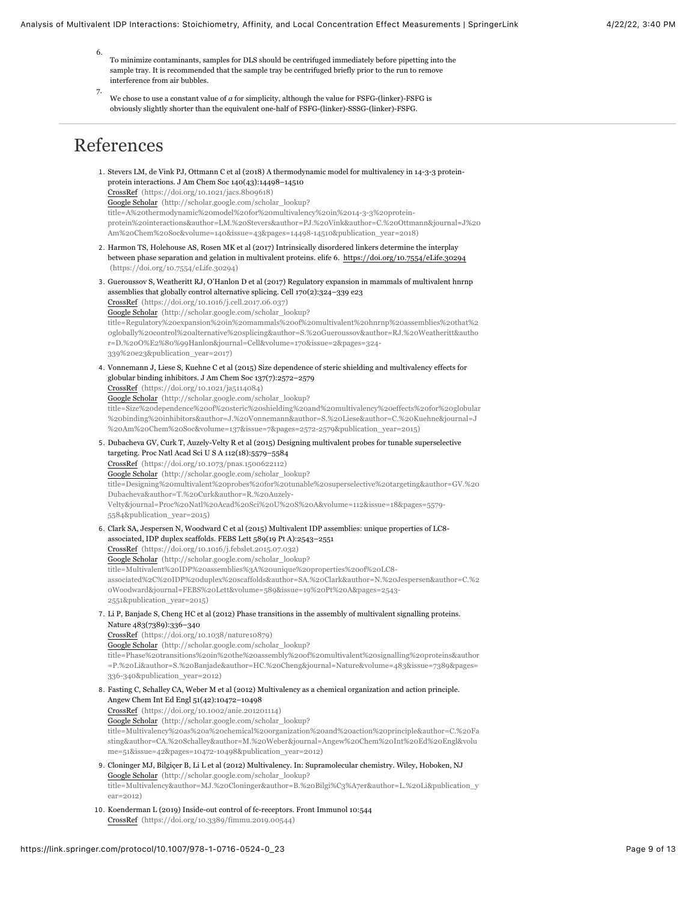6. To minimize contaminants, samples for DLS should be centrifuged immediately before pipetting into the sample tray. It is recommended that the sample tray be centrifuged briefly prior to the run to remove interference from air bubbles.

7. We chose to use a constant value of *a* for simplicity, although the value for FSFG-(linker)-FSFG is obviously slightly shorter than the equivalent one-half of FSFG-(linker)-SSSG-(linker)-FSFG.

# References

1. Stevers LM, de Vink PJ, Ottmann C et al (2018) A thermodynamic model for multivalency in 14-3-3 protein-protein interactions. J Am Chem Soc 140(43):14498–14510
   CrossRef (https://doi.org/10.1021/jacs.8b09618)
   Google Scholar (http://scholar.google.com/scholar_lookup?title=A%20thermodynamic%20model%20for%20multivalency%20in%2014-3-3%20protein-protein%20interactions&author=LM.%20Stevers&author=PJ.%20Vink&author=C.%20Ottmann&journal=J%20Am%20Chem%20Soc&volume=140&issue=43&pages=14498-14510&publication_year=2018)

2. Harmon TS, Holehouse AS, Rosen MK et al (2017) Intrinsically disordered linkers determine the interplay between phase separation and gelation in multivalent proteins. elife 6. https://doi.org/10.7554/eLife.30294 (https://doi.org/10.7554/eLife.30294)

3. Gueroussov S, Weatheritt RJ, O'Hanlon D et al (2017) Regulatory expansion in mammals of multivalent hnrnp assemblies that globally control alternative splicing. Cell 170(2):324–339 e23
   CrossRef (https://doi.org/10.1016/j.cell.2017.06.037)
   Google Scholar (http://scholar.google.com/scholar_lookup?title=Regulatory%20expansion%20in%20mammals%20of%20multivalent%20hnrnp%20assemblies%20that%20globally%20control%20alternative%20splicing&author=S.%20Gueroussov&author=RJ.%20Weatheritt&author=D.%20O%E2%80%99Hanlon&journal=Cell&volume=170&issue=2&pages=324-339%20e23&publication_year=2017)

4. Vonnemann J, Liese S, Kuehne C et al (2015) Size dependence of steric shielding and multivalency effects for globular binding inhibitors. J Am Chem Soc 137(7):2572–2579
   CrossRef (https://doi.org/10.1021/ja5114084)
   Google Scholar (http://scholar.google.com/scholar_lookup?title=Size%20dependence%20of%20steric%20shielding%20and%20multivalency%20effects%20for%20globular%20binding%20inhibitors&author=J.%20Vonnemann&author=S.%20Liese&author=C.%20Kuehne&journal=J%20Am%20Chem%20Soc&volume=137&issue=7&pages=2572-2579&publication_year=2015)

5. Dubacheva GV, Curk T, Auzely-Velty R et al (2015) Designing multivalent probes for tunable superselective targeting. Proc Natl Acad Sci U S A 112(18):5579–5584
   CrossRef (https://doi.org/10.1073/pnas.1500622112)
   Google Scholar (http://scholar.google.com/scholar_lookup?title=Designing%20multivalent%20probes%20for%20tunable%20superselective%20targeting&author=GV.%20Dubacheva&author=T.%20Curk&author=R.%20Auzely-Velty&journal=Proc%20Natl%20Acad%20Sci%20U%20S%20A&volume=112&issue=18&pages=5579-5584&publication_year=2015)

6. Clark SA, Jespersen N, Woodward C et al (2015) Multivalent IDP assemblies: unique properties of LC8-associated, IDP duplex scaffolds. FEBS Lett 589(19 Pt A):2543–2551
   CrossRef (https://doi.org/10.1016/j.febslet.2015.07.032)
   Google Scholar (http://scholar.google.com/scholar_lookup?title=Multivalent%20IDP%20assemblies%3A%20unique%20properties%20of%20LC8-associated%2C%20IDP%20duplex%20scaffolds&author=SA.%20Clark&author=N.%20Jespersen&author=C.%20Woodward&journal=FEBS%20Lett&volume=589&issue=19%20Pt%20A&pages=2543-2551&publication_year=2015)

7. Li P, Banjade S, Cheng HC et al (2012) Phase transitions in the assembly of multivalent signalling proteins. Nature 483(7389):336–340
   CrossRef (https://doi.org/10.1038/nature10879)
   Google Scholar (http://scholar.google.com/scholar_lookup?title=Phase%20transitions%20in%20the%20assembly%20of%20multivalent%20signalling%20proteins&author=P.%20Li&author=S.%20Banjade&author=HC.%20Cheng&journal=Nature&volume=483&issue=7389&pages=336-340&publication_year=2012)

8. Fasting C, Schalley CA, Weber M et al (2012) Multivalency as a chemical organization and action principle. Angew Chem Int Ed Engl 51(42):10472–10498
   CrossRef (https://doi.org/10.1002/anie.201201114)
   Google Scholar (http://scholar.google.com/scholar_lookup?title=Multivalency%20as%20a%20chemical%20organization%20and%20action%20principle&author=C.%20Fasting&author=CA.%20Schalley&author=M.%20Weber&journal=Angew%20Chem%20Int%20Ed%20Engl&volume=51&issue=42&pages=10472-10498&publication_year=2012)

9. Cloninger MJ, Bilgiçer B, Li L et al (2012) Multivalency. In: Supramolecular chemistry. Wiley, Hoboken, NJ
   Google Scholar (http://scholar.google.com/scholar_lookup?title=Multivalency&author=MJ.%20Cloninger&author=B.%20Bilgi%C3%A7er&author=L.%20Li&publication_year=2012)

10. Koenderman L (2019) Inside-out control of fc-receptors. Front Immunol 10:544
    CrossRef (https://doi.org/10.3389/fimmu.2019.00544)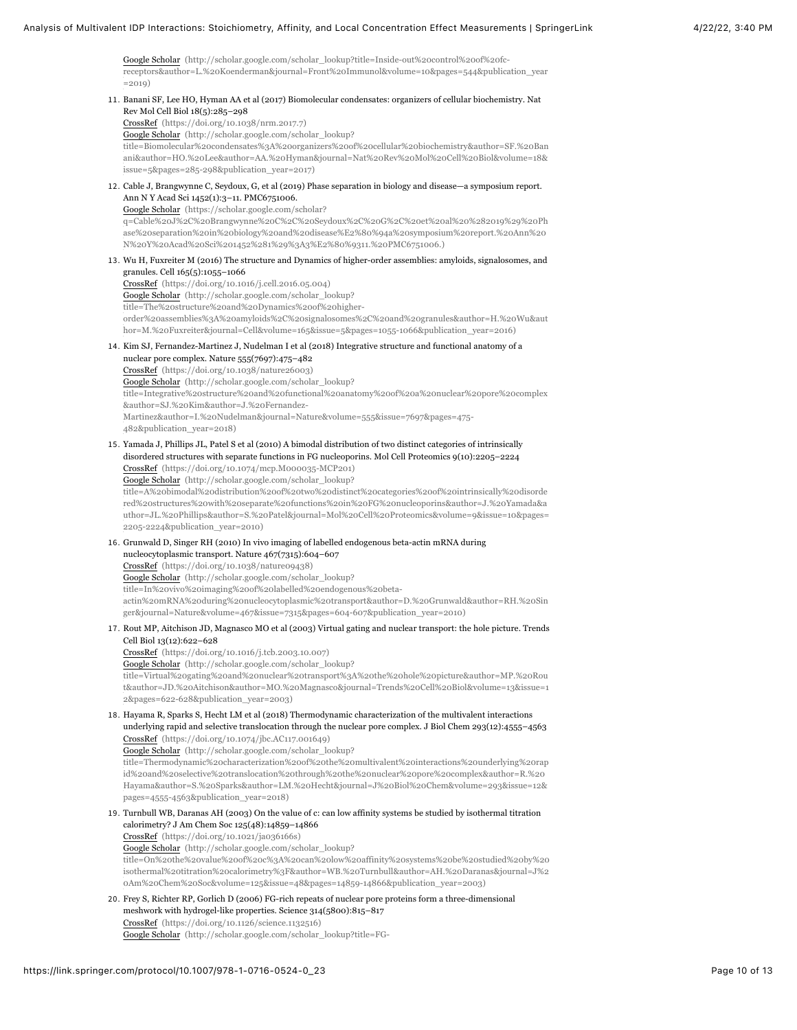Google Scholar (http://scholar.google.com/scholar_lookup?title=Inside-out%20control%20of%20fc-receptors&author=L.%20Koenderman&journal=Front%20Immunol&volume=10&pages=544&publication_year=2019)

11. Banani SF, Lee HO, Hyman AA et al (2017) Biomolecular condensates: organizers of cellular biochemistry. Nat Rev Mol Cell Biol 18(5):285–298
    CrossRef (https://doi.org/10.1038/nrm.2017.7)
    Google Scholar (http://scholar.google.com/scholar_lookup?title=Biomolecular%20condensates%3A%20organizers%20of%20cellular%20biochemistry&author=SF.%20Banani&author=HO.%20Lee&author=AA.%20Hyman&journal=Nat%20Rev%20Mol%20Cell%20Biol&volume=18&issue=5&pages=285-298&publication_year=2017)

12. Cable J, Brangwynne C, Seydoux, G, et al (2019) Phase separation in biology and disease—a symposium report. Ann N Y Acad Sci 1452(1):3–11. PMC6751006.
    Google Scholar (https://scholar.google.com/scholar?q=Cable%20J%2C%20Brangwynne%20C%2C%20Seydoux%2C%20G%2C%20et%20al%20%282019%29%20Phase%20separation%20in%20biology%20and%20disease%E2%80%94a%20symposium%20report.%20Ann%20N%20Y%20Acad%20Sci%201452%281%29%3A3%E2%80%9311.%20PMC6751006.)

13. Wu H, Fuxreiter M (2016) The structure and Dynamics of higher-order assemblies: amyloids, signalosomes, and granules. Cell 165(5):1055–1066
    CrossRef (https://doi.org/10.1016/j.cell.2016.05.004)
    Google Scholar (http://scholar.google.com/scholar_lookup?title=The%20structure%20and%20Dynamics%20of%20higher-order%20assemblies%3A%20amyloids%2C%20signalosomes%2C%20and%20granules&author=H.%20Wu&author=M.%20Fuxreiter&journal=Cell&volume=165&issue=5&pages=1055-1066&publication_year=2016)

14. Kim SJ, Fernandez-Martinez J, Nudelman I et al (2018) Integrative structure and functional anatomy of a nuclear pore complex. Nature 555(7697):475–482
    CrossRef (https://doi.org/10.1038/nature26003)
    Google Scholar (http://scholar.google.com/scholar_lookup?title=Integrative%20structure%20and%20functional%20anatomy%20of%20a%20nuclear%20pore%20complex&author=SJ.%20Kim&author=J.%20Fernandez-Martinez&author=I.%20Nudelman&journal=Nature&volume=555&issue=7697&pages=475-482&publication_year=2018)

15. Yamada J, Phillips JL, Patel S et al (2010) A bimodal distribution of two distinct categories of intrinsically disordered structures with separate functions in FG nucleoporins. Mol Cell Proteomics 9(10):2205–2224
    CrossRef (https://doi.org/10.1074/mcp.M000035-MCP201)
    Google Scholar (http://scholar.google.com/scholar_lookup?title=A%20bimodal%20distribution%20of%20two%20distinct%20categories%20of%20intrinsically%20disordered%20structures%20with%20separate%20functions%20in%20FG%20nucleoporins&author=J.%20Yamada&author=JL.%20Phillips&author=S.%20Patel&journal=Mol%20Cell%20Proteomics&volume=9&issue=10&pages=2205-2224&publication_year=2010)

16. Grunwald D, Singer RH (2010) In vivo imaging of labelled endogenous beta-actin mRNA during nucleocytoplasmic transport. Nature 467(7315):604–607
    CrossRef (https://doi.org/10.1038/nature09438)
    Google Scholar (http://scholar.google.com/scholar_lookup?title=In%20vivo%20imaging%20of%20labelled%20endogenous%20beta-actin%20mRNA%20during%20nucleocytoplasmic%20transport&author=D.%20Grunwald&author=RH.%20Singer&journal=Nature&volume=467&issue=7315&pages=604-607&publication_year=2010)

17. Rout MP, Aitchison JD, Magnasco MO et al (2003) Virtual gating and nuclear transport: the hole picture. Trends Cell Biol 13(12):622–628
    CrossRef (https://doi.org/10.1016/j.tcb.2003.10.007)
    Google Scholar (http://scholar.google.com/scholar_lookup?title=Virtual%20gating%20and%20nuclear%20transport%3A%20the%20hole%20picture&author=MP.%20Rout&author=JD.%20Aitchison&author=MO.%20Magnasco&journal=Trends%20Cell%20Biol&volume=13&issue=12&pages=622-628&publication_year=2003)

18. Hayama R, Sparks S, Hecht LM et al (2018) Thermodynamic characterization of the multivalent interactions underlying rapid and selective translocation through the nuclear pore complex. J Biol Chem 293(12):4555–4563
    CrossRef (https://doi.org/10.1074/jbc.AC117.001649)
    Google Scholar (http://scholar.google.com/scholar_lookup?title=Thermodynamic%20characterization%20of%20the%20multivalent%20interactions%20underlying%20rapid%20and%20selective%20translocation%20through%20the%20nuclear%20pore%20complex&author=R.%20Hayama&author=S.%20Sparks&author=LM.%20Hecht&journal=J%20Biol%20Chem&volume=293&issue=12&pages=4555-4563&publication_year=2018)

19. Turnbull WB, Daranas AH (2003) On the value of c: can low affinity systems be studied by isothermal titration calorimetry? J Am Chem Soc 125(48):14859–14866
    CrossRef (https://doi.org/10.1021/ja036166s)
    Google Scholar (http://scholar.google.com/scholar_lookup?title=On%20the%20value%20of%20c%3A%20can%20low%20affinity%20systems%20be%20studied%20by%20isothermal%20titration%20calorimetry%3F&author=WB.%20Turnbull&author=AH.%20Daranas&journal=J%20Am%20Chem%20Soc&volume=125&issue=48&pages=14859-14866&publication_year=2003)

20. Frey S, Richter RP, Gorlich D (2006) FG-rich repeats of nuclear pore proteins form a three-dimensional meshwork with hydrogel-like properties. Science 314(5800):815–817
    CrossRef (https://doi.org/10.1126/science.1132516)
    Google Scholar (http://scholar.google.com/scholar_lookup?title=FG-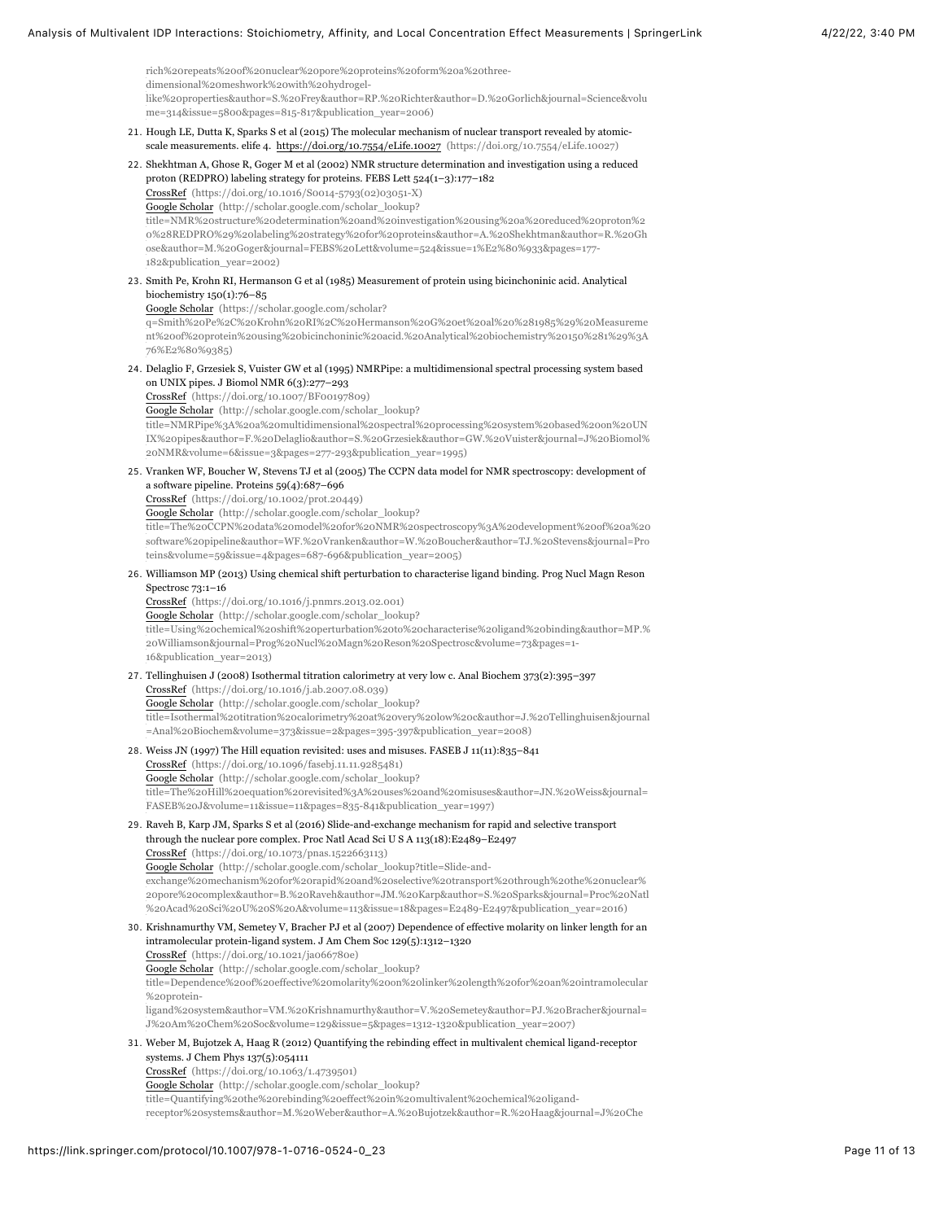rich%20repeats%20of%20nuclear%20pore%20proteins%20form%20a%20three-dimensional%20meshwork%20with%20hydrogel-like%20properties&author=S.%20Frey&author=RP.%20Richter&author=D.%20Gorlich&journal=Science&volume=314&issue=5800&pages=815-817&publication_year=2006)

21. Hough LE, Dutta K, Sparks S et al (2015) The molecular mechanism of nuclear transport revealed by atomic-scale measurements. elife 4. https://doi.org/10.7554/eLife.10027 (https://doi.org/10.7554/eLife.10027)

22. Shekhtman A, Ghose R, Goger M et al (2002) NMR structure determination and investigation using a reduced proton (REDPRO) labeling strategy for proteins. FEBS Lett 524(1–3):177–182
CrossRef (https://doi.org/10.1016/S0014-5793(02)03051-X)
Google Scholar (http://scholar.google.com/scholar_lookup?title=NMR%20structure%20determination%20and%20investigation%20using%20a%20reduced%20proton%20%28REDPRO%29%20labeling%20strategy%20for%20proteins&author=A.%20Shekhtman&author=R.%20Ghose&author=M.%20Goger&journal=FEBS%20Lett&volume=524&issue=1%E2%80%933&pages=177-182&publication_year=2002)

23. Smith Pe, Krohn RI, Hermanson G et al (1985) Measurement of protein using bicinchoninic acid. Analytical biochemistry 150(1):76–85
Google Scholar (https://scholar.google.com/scholar?q=Smith%20Pe%2C%20Krohn%20RI%2C%20Hermanson%20G%20et%20al%20%281985%29%20Measurement%20of%20protein%20using%20bicinchoninic%20acid.%20Analytical%20biochemistry%20150%281%29%3A76%E2%80%9385)

24. Delaglio F, Grzesiek S, Vuister GW et al (1995) NMRPipe: a multidimensional spectral processing system based on UNIX pipes. J Biomol NMR 6(3):277–293
CrossRef (https://doi.org/10.1007/BF00197809)
Google Scholar (http://scholar.google.com/scholar_lookup?title=NMRPipe%3A%20a%20multidimensional%20spectral%20processing%20system%20based%20on%20UNIX%20pipes&author=F.%20Delaglio&author=S.%20Grzesiek&author=GW.%20Vuister&journal=J%20Biomol%20NMR&volume=6&issue=3&pages=277-293&publication_year=1995)

25. Vranken WF, Boucher W, Stevens TJ et al (2005) The CCPN data model for NMR spectroscopy: development of a software pipeline. Proteins 59(4):687–696
CrossRef (https://doi.org/10.1002/prot.20449)
Google Scholar (http://scholar.google.com/scholar_lookup?title=The%20CCPN%20data%20model%20for%20NMR%20spectroscopy%3A%20development%20of%20a%20software%20pipeline&author=WF.%20Vranken&author=W.%20Boucher&author=TJ.%20Stevens&journal=Proteins&volume=59&issue=4&pages=687-696&publication_year=2005)

26. Williamson MP (2013) Using chemical shift perturbation to characterise ligand binding. Prog Nucl Magn Reson Spectrosc 73:1–16
CrossRef (https://doi.org/10.1016/j.pnmrs.2013.02.001)
Google Scholar (http://scholar.google.com/scholar_lookup?title=Using%20chemical%20shift%20perturbation%20to%20characterise%20ligand%20binding&author=MP.%20Williamson&journal=Prog%20Nucl%20Magn%20Reson%20Spectrosc&volume=73&pages=1-16&publication_year=2013)

27. Tellinghuisen J (2008) Isothermal titration calorimetry at very low c. Anal Biochem 373(2):395–397
CrossRef (https://doi.org/10.1016/j.ab.2007.08.039)
Google Scholar (http://scholar.google.com/scholar_lookup?title=Isothermal%20titration%20calorimetry%20at%20very%20low%20c&author=J.%20Tellinghuisen&journal=Anal%20Biochem&volume=373&issue=2&pages=395-397&publication_year=2008)

28. Weiss JN (1997) The Hill equation revisited: uses and misuses. FASEB J 11(11):835–841
CrossRef (https://doi.org/10.1096/fasebj.11.11.9285481)
Google Scholar (http://scholar.google.com/scholar_lookup?title=The%20Hill%20equation%20revisited%3A%20uses%20and%20misuses&author=JN.%20Weiss&journal=FASEB%20J&volume=11&issue=11&pages=835-841&publication_year=1997)

29. Raveh B, Karp JM, Sparks S et al (2016) Slide-and-exchange mechanism for rapid and selective transport through the nuclear pore complex. Proc Natl Acad Sci U S A 113(18):E2489–E2497
CrossRef (https://doi.org/10.1073/pnas.1522663113)
Google Scholar (http://scholar.google.com/scholar_lookup?title=Slide-and-exchange%20mechanism%20for%20rapid%20and%20selective%20transport%20through%20the%20nuclear%20pore%20complex&author=B.%20Raveh&author=JM.%20Karp&author=S.%20Sparks&journal=Proc%20Natl%20Acad%20Sci%20U%20S%20A&volume=113&issue=18&pages=E2489-E2497&publication_year=2016)

30. Krishnamurthy VM, Semetey V, Bracher PJ et al (2007) Dependence of effective molarity on linker length for an intramolecular protein-ligand system. J Am Chem Soc 129(5):1312–1320
CrossRef (https://doi.org/10.1021/ja066780e)
Google Scholar (http://scholar.google.com/scholar_lookup?title=Dependence%20of%20effective%20molarity%20on%20linker%20length%20for%20an%20intramolecular%20protein-ligand%20system&author=VM.%20Krishnamurthy&author=V.%20Semetey&author=PJ.%20Bracher&journal=J%20Am%20Chem%20Soc&volume=129&issue=5&pages=1312-1320&publication_year=2007)

31. Weber M, Bujotzek A, Haag R (2012) Quantifying the rebinding effect in multivalent chemical ligand-receptor systems. J Chem Phys 137(5):054111
CrossRef (https://doi.org/10.1063/1.4739501)
Google Scholar (http://scholar.google.com/scholar_lookup?title=Quantifying%20the%20rebinding%20effect%20in%20multivalent%20chemical%20ligand-receptor%20systems&author=M.%20Weber&author=A.%20Bujotzek&author=R.%20Haag&journal=J%20Che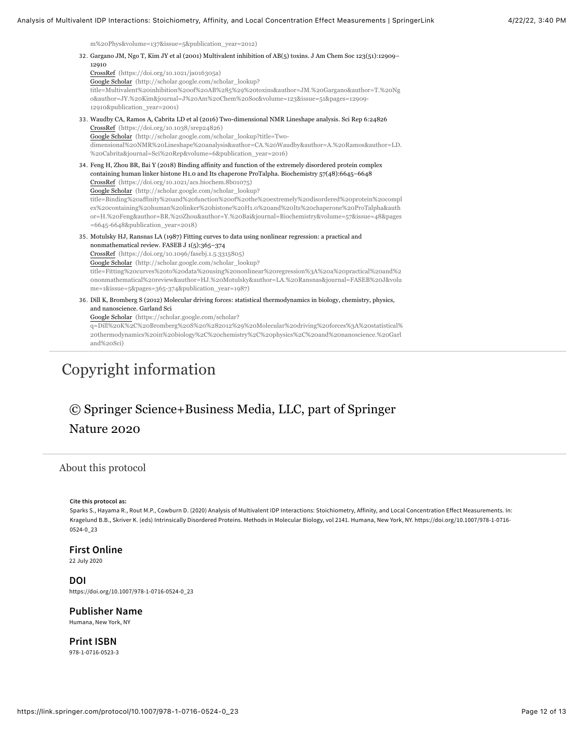m%20Phys&volume=137&issue=5&publication_year=2012)

32. Gargano JM, Ngo T, Kim JY et al (2001) Multivalent inhibition of AB(5) toxins. J Am Chem Soc 123(51):12909–12910
    CrossRef (https://doi.org/10.1021/ja016305a)
    Google Scholar (http://scholar.google.com/scholar_lookup?title=Multivalent%20inhibition%20of%20AB%285%29%20toxins&author=JM.%20Gargano&author=T.%20Ngo&author=JY.%20Kim&journal=J%20Am%20Chem%20Soc&volume=123&issue=51&pages=12909-12910&publication_year=2001)

33. Waudby CA, Ramos A, Cabrita LD et al (2016) Two-dimensional NMR Lineshape analysis. Sci Rep 6:24826
    CrossRef (https://doi.org/10.1038/srep24826)
    Google Scholar (http://scholar.google.com/scholar_lookup?title=Two-dimensional%20NMR%20Lineshape%20analysis&author=CA.%20Waudby&author=A.%20Ramos&author=LD.%20Cabrita&journal=Sci%20Rep&volume=6&publication_year=2016)

34. Feng H, Zhou BR, Bai Y (2018) Binding affinity and function of the extremely disordered protein complex containing human linker histone H1.0 and Its chaperone ProTalpha. Biochemistry 57(48):6645–6648
    CrossRef (https://doi.org/10.1021/acs.biochem.8b01075)
    Google Scholar (http://scholar.google.com/scholar_lookup?title=Binding%20affinity%20and%20function%20of%20the%20extremely%20disordered%20protein%20complex%20containing%20human%20linker%20histone%20H1.0%20and%20Its%20chaperone%20ProTalpha&author=H.%20Feng&author=BR.%20Zhou&author=Y.%20Bai&journal=Biochemistry&volume=57&issue=48&pages=6645-6648&publication_year=2018)

35. Motulsky HJ, Ransnas LA (1987) Fitting curves to data using nonlinear regression: a practical and nonmathematical review. FASEB J 1(5):365–374
    CrossRef (https://doi.org/10.1096/fasebj.1.5.3315805)
    Google Scholar (http://scholar.google.com/scholar_lookup?title=Fitting%20curves%20to%20data%20using%20nonlinear%20regression%3A%20a%20practical%20and%20nonmathematical%20review&author=HJ.%20Motulsky&author=LA.%20Ransnas&journal=FASEB%20J&volume=1&issue=5&pages=365-374&publication_year=1987)

36. Dill K, Bromberg S (2012) Molecular driving forces: statistical thermodynamics in biology, chemistry, physics, and nanoscience. Garland Sci
    Google Scholar (https://scholar.google.com/scholar?q=Dill%20K%2C%20Bromberg%20S%20%282012%29%20Molecular%20driving%20forces%3A%20statistical%20thermodynamics%20in%20biology%2C%20chemistry%2C%20physics%2C%20and%20nanoscience.%20Garland%20Sci)

# Copyright information

## © Springer Science+Business Media, LLC, part of Springer Nature 2020

## About this protocol

**Cite this protocol as:**

Sparks S., Hayama R., Rout M.P., Cowburn D. (2020) Analysis of Multivalent IDP Interactions: Stoichiometry, Affinity, and Local Concentration Effect Measurements. In: Kragelund B.B., Skriver K. (eds) Intrinsically Disordered Proteins. Methods in Molecular Biology, vol 2141. Humana, New York, NY. https://doi.org/10.1007/978-1-0716-0524-0_23

### First Online

22 July 2020

### DOI

https://doi.org/10.1007/978-1-0716-0524-0_23

### Publisher Name

Humana, New York, NY

### Print ISBN

978-1-0716-0523-3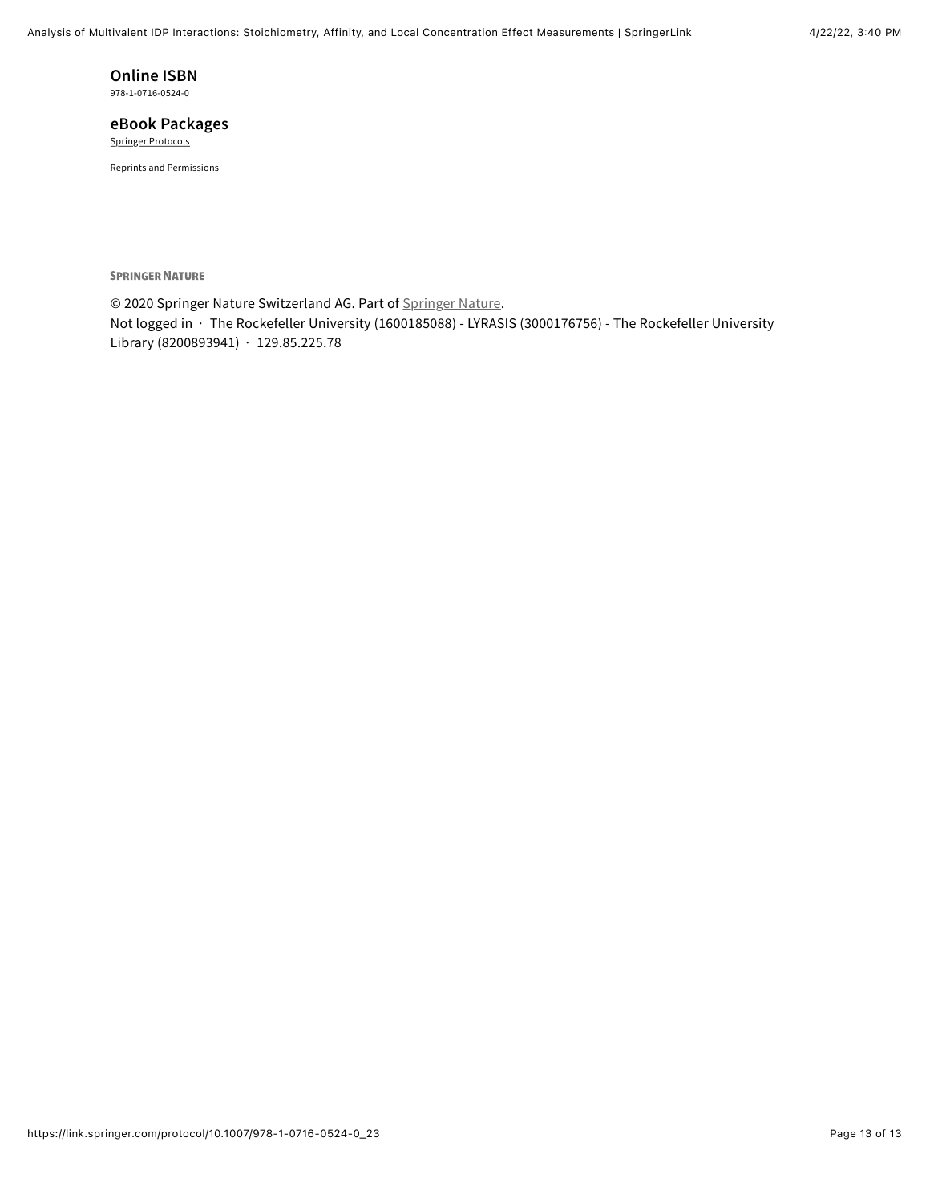**Online ISBN**
978-1-0716-0524-0

**eBook Packages**
Springer Protocols

Reprints and Permissions

SPRINGER NATURE

© 2020 Springer Nature Switzerland AG. Part of Springer Nature.
Not logged in · The Rockefeller University (1600185088) - LYRASIS (3000176756) - The Rockefeller University Library (8200893941) · 129.85.225.78